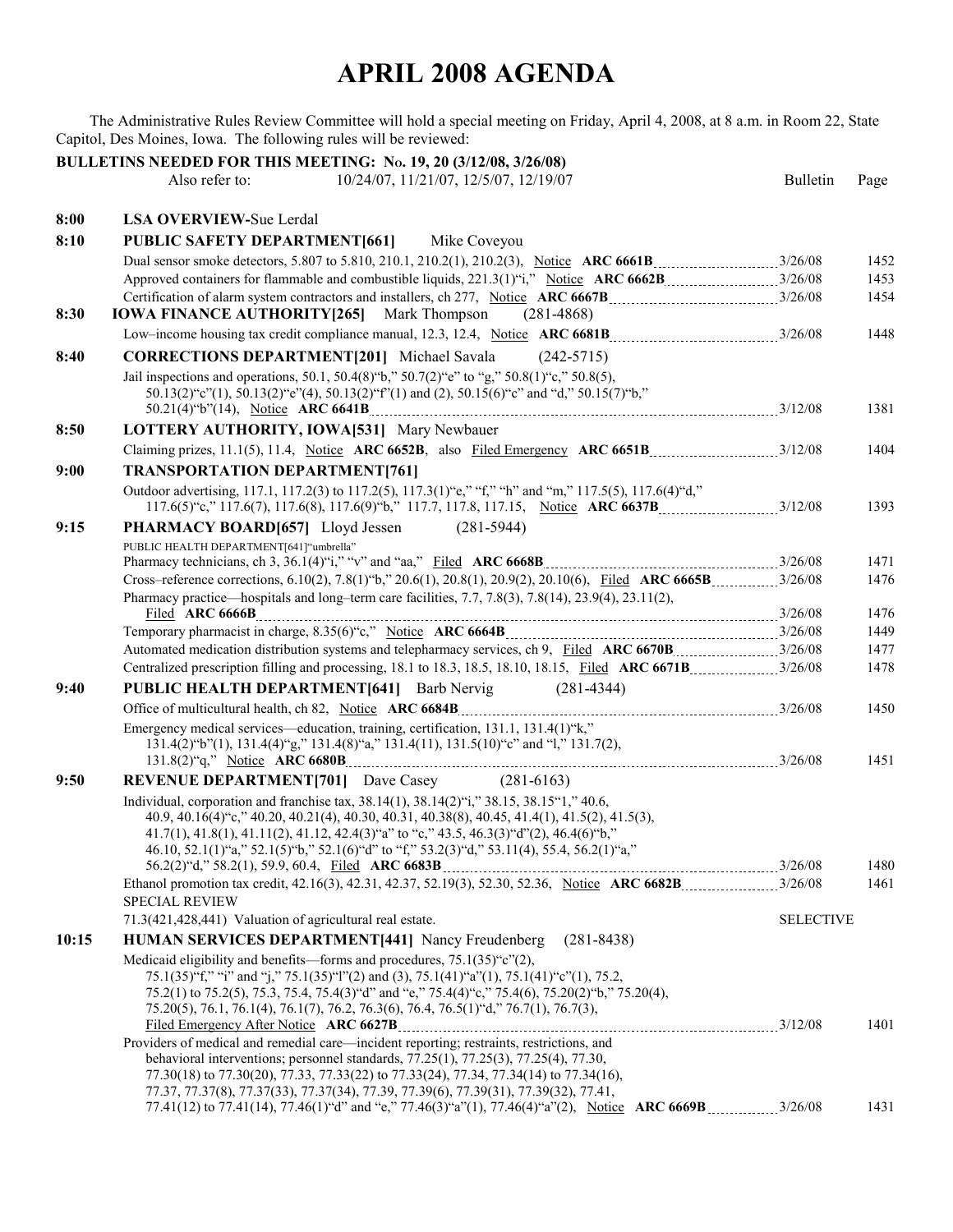# APRIL 2008 AGENDA

The Administrative Rules Review Committee will hold a special meeting on Friday, April 4, 2008, at 8 a.m. in Room 22, State Capitol, Des Moines, Iowa. The following rules will be reviewed:

**BULLETINS NEEDED FOR THIS MEETING: No. 19, 20 (3/12/08, 3/26/08)**

Also refer to: 10/24/07, 11/21/07, 12/5/07, 12/19/07

| Time | Item | Bulletin | Page |
|---|---|---|---|
| 8:00 | **LSA OVERVIEW-**Sue Lerdal | | |
| 8:10 | **PUBLIC SAFETY DEPARTMENT[661]** Mike Coveyou | | |
| | Dual sensor smoke detectors, 5.807 to 5.810, 210.1, 210.2(1), 210.2(3), Notice **ARC 6661B** | 3/26/08 | 1452 |
| | Approved containers for flammable and combustible liquids, 221.3(1)"i," Notice **ARC 6662B** | 3/26/08 | 1453 |
| | Certification of alarm system contractors and installers, ch 277, Notice **ARC 6667B** | 3/26/08 | 1454 |
| 8:30 | **IOWA FINANCE AUTHORITY[265]** Mark Thompson (281-4868) | | |
| | Low–income housing tax credit compliance manual, 12.3, 12.4, Notice **ARC 6681B** | 3/26/08 | 1448 |
| 8:40 | **CORRECTIONS DEPARTMENT[201]** Michael Savala (242-5715) | | |
| | Jail inspections and operations, 50.1, 50.4(8)"b," 50.7(2)"e" to "g," 50.8(1)"c," 50.8(5), 50.13(2)"c"(1), 50.13(2)"e"(4), 50.13(2)"f"(1) and (2), 50.15(6)"c" and "d," 50.15(7)"b," 50.21(4)"b"(14), Notice **ARC 6641B** | 3/12/08 | 1381 |
| 8:50 | **LOTTERY AUTHORITY, IOWA[531]** Mary Newbauer | | |
| | Claiming prizes, 11.1(5), 11.4, Notice **ARC 6652B**, also Filed Emergency **ARC 6651B** | 3/12/08 | 1404 |
| 9:00 | **TRANSPORTATION DEPARTMENT[761]** | | |
| | Outdoor advertising, 117.1, 117.2(3) to 117.2(5), 117.3(1)"e," "f," "h" and "m," 117.5(5), 117.6(4)"d," 117.6(5)"c," 117.6(7), 117.6(8), 117.6(9)"b," 117.7, 117.8, 117.15, Notice **ARC 6637B** | 3/12/08 | 1393 |
| 9:15 | **PHARMACY BOARD[657]** Lloyd Jessen (281-5944) | | |
| | PUBLIC HEALTH DEPARTMENT[641]"umbrella" | | |
| | Pharmacy technicians, ch 3, 36.1(4)"i," "v" and "aa," Filed **ARC 6668B** | 3/26/08 | 1471 |
| | Cross–reference corrections, 6.10(2), 7.8(1)"b," 20.6(1), 20.8(1), 20.9(2), 20.10(6), Filed **ARC 6665B** | 3/26/08 | 1476 |
| | Pharmacy practice—hospitals and long–term care facilities, 7.7, 7.8(3), 7.8(14), 23.9(4), 23.11(2), Filed **ARC 6666B** | 3/26/08 | 1476 |
| | Temporary pharmacist in charge, 8.35(6)"c," Notice **ARC 6664B** | 3/26/08 | 1449 |
| | Automated medication distribution systems and telepharmacy services, ch 9, Filed **ARC 6670B** | 3/26/08 | 1477 |
| | Centralized prescription filling and processing, 18.1 to 18.3, 18.5, 18.10, 18.15, Filed **ARC 6671B** | 3/26/08 | 1478 |
| 9:40 | **PUBLIC HEALTH DEPARTMENT[641]** Barb Nervig (281-4344) | | |
| | Office of multicultural health, ch 82, Notice **ARC 6684B** | 3/26/08 | 1450 |
| | Emergency medical services—education, training, certification, 131.1, 131.4(1)"k," 131.4(2)"b"(1), 131.4(4)"g," 131.4(8)"a," 131.4(11), 131.5(10)"c" and "l," 131.7(2), 131.8(2)"q," Notice **ARC 6680B** | 3/26/08 | 1451 |
| 9:50 | **REVENUE DEPARTMENT[701]** Dave Casey (281-6163) | | |
| | Individual, corporation and franchise tax, 38.14(1), 38.14(2)"i," 38.15, 38.15"1," 40.6, 40.9, 40.16(4)"c," 40.20, 40.21(4), 40.30, 40.31, 40.38(8), 40.45, 41.4(1), 41.5(2), 41.5(3), 41.7(1), 41.8(1), 41.11(2), 41.12, 42.4(3)"a" to "c," 43.5, 46.3(3)"d"(2), 46.4(6)"b," 46.10, 52.1(1)"a," 52.1(5)"b," 52.1(6)"d" to "f," 53.2(3)"d," 53.11(4), 55.4, 56.2(1)"a," 56.2(2)"d," 58.2(1), 59.9, 60.4, Filed **ARC 6683B** | 3/26/08 | 1480 |
| | Ethanol promotion tax credit, 42.16(3), 42.31, 42.37, 52.19(3), 52.30, 52.36, Notice **ARC 6682B** | 3/26/08 | 1461 |
| | SPECIAL REVIEW | | |
| | 71.3(421,428,441) Valuation of agricultural real estate. | SELECTIVE | |
| 10:15 | **HUMAN SERVICES DEPARTMENT[441]** Nancy Freudenberg (281-8438) | | |
| | Medicaid eligibility and benefits—forms and procedures, 75.1(35)"c"(2), 75.1(35)"f," "i" and "j," 75.1(35)"l"(2) and (3), 75.1(41)"a"(1), 75.1(41)"c"(1), 75.2, 75.2(1) to 75.2(5), 75.3, 75.4, 75.4(3)"d" and "e," 75.4(4)"c," 75.4(6), 75.20(2)"b," 75.20(4), 75.20(5), 76.1, 76.1(4), 76.1(7), 76.2, 76.3(6), 76.4, 76.5(1)"d," 76.7(1), 76.7(3), Filed Emergency After Notice **ARC 6627B** | 3/12/08 | 1401 |
| | Providers of medical and remedial care—incident reporting; restraints, restrictions, and behavioral interventions; personnel standards, 77.25(1), 77.25(3), 77.25(4), 77.30, 77.30(18) to 77.30(20), 77.33, 77.33(22) to 77.33(24), 77.34, 77.34(14) to 77.34(16), 77.37, 77.37(8), 77.37(33), 77.37(34), 77.39, 77.39(6), 77.39(31), 77.39(32), 77.41, 77.41(12) to 77.41(14), 77.46(1)"d" and "e," 77.46(3)"a"(1), 77.46(4)"a"(2), Notice **ARC 6669B** | 3/26/08 | 1431 |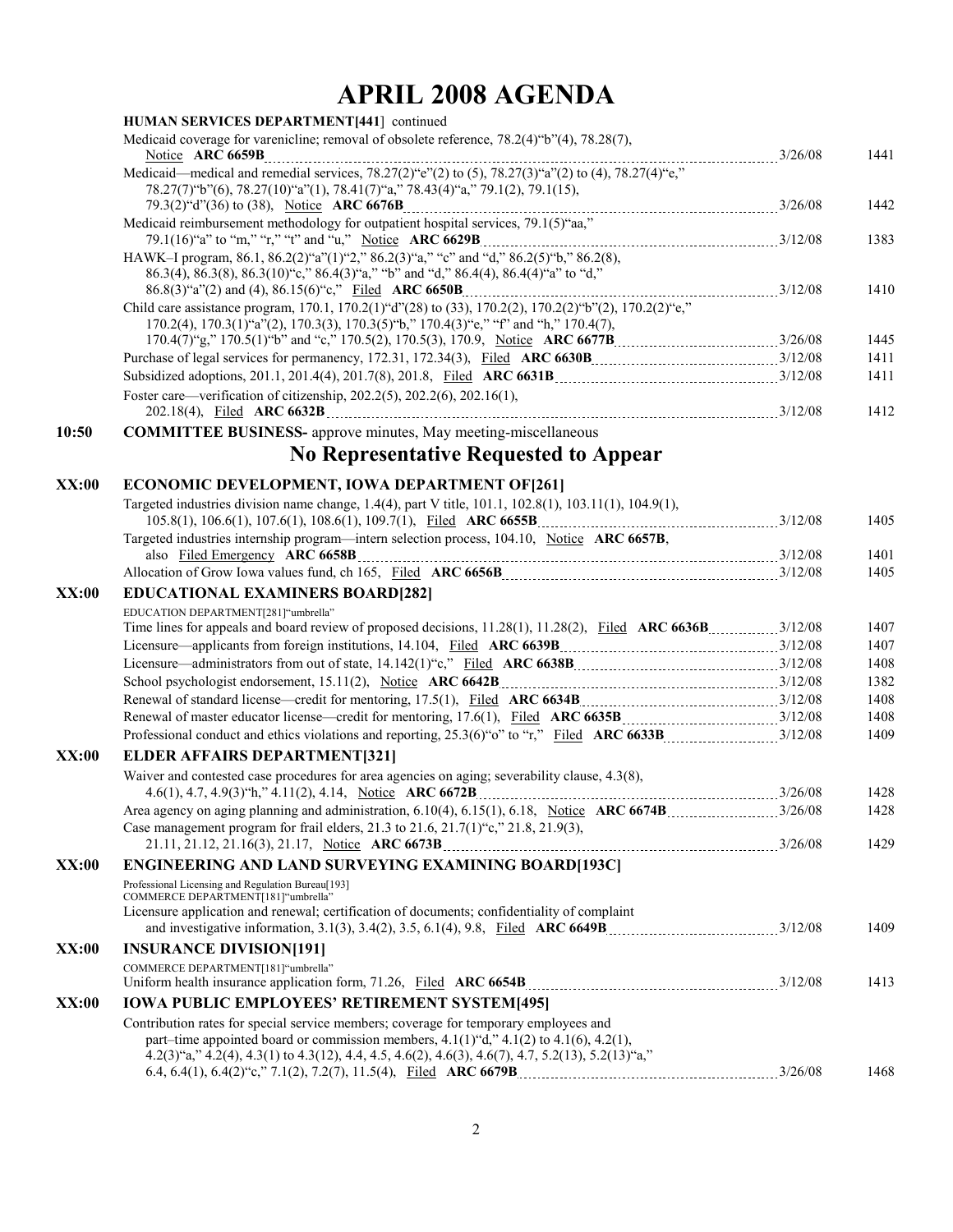# APRIL 2008 AGENDA

**HUMAN SERVICES DEPARTMENT[441]** continued

Medicaid coverage for varenicline; removal of obsolete reference, 78.2(4)"b"(4), 78.28(7), Notice **ARC 6659B** ..... 3/26/08 1441

Medicaid—medical and remedial services, 78.27(2)"e"(2) to (5), 78.27(3)"a"(2) to (4), 78.27(4)"e," 78.27(7)"b"(6), 78.27(10)"a"(1), 78.41(7)"a," 78.43(4)"a," 79.1(2), 79.1(15), 79.3(2)"d"(36) to (38), Notice **ARC 6676B** ..... 3/26/08 1442

Medicaid reimbursement methodology for outpatient hospital services, 79.1(5)"aa," 79.1(16)"a" to "m," "r," "t" and "u," Notice **ARC 6629B** ..... 3/12/08 1383

HAWK–I program, 86.1, 86.2(2)"a"(1)"2," 86.2(3)"a," "c" and "d," 86.2(5)"b," 86.2(8), 86.3(4), 86.3(8), 86.3(10)"c," 86.4(3)"a," "b" and "d," 86.4(4), 86.4(4)"a" to "d," 86.8(3)"a"(2) and (4), 86.15(6)"c," Filed **ARC 6650B** ..... 3/12/08 1410

Child care assistance program, 170.1, 170.2(1)"d"(28) to (33), 170.2(2), 170.2(2)"b"(2), 170.2(2)"e," 170.2(4), 170.3(1)"a"(2), 170.3(3), 170.3(5)"b," 170.4(3)"e," "f" and "h," 170.4(7), 170.4(7)"g," 170.5(1)"b" and "c," 170.5(2), 170.5(3), 170.9, Notice **ARC 6677B** ..... 3/26/08 1445

Purchase of legal services for permanency, 172.31, 172.34(3), Filed **ARC 6630B** ..... 3/12/08 1411

Subsidized adoptions, 201.1, 201.4(4), 201.7(8), 201.8, Filed **ARC 6631B** ..... 3/12/08 1411

Foster care—verification of citizenship, 202.2(5), 202.2(6), 202.16(1), 202.18(4), Filed **ARC 6632B** ..... 3/12/08 1412

**10:50** **COMMITTEE BUSINESS-** approve minutes, May meeting-miscellaneous

## No Representative Requested to Appear

**XX:00** **ECONOMIC DEVELOPMENT, IOWA DEPARTMENT OF[261]**

Targeted industries division name change, 1.4(4), part V title, 101.1, 102.8(1), 103.11(1), 104.9(1), 105.8(1), 106.6(1), 107.6(1), 108.6(1), 109.7(1), Filed **ARC 6655B** ..... 3/12/08 1405

Targeted industries internship program—intern selection process, 104.10, Notice **ARC 6657B**, also Filed Emergency **ARC 6658B** ..... 3/12/08 1401

Allocation of Grow Iowa values fund, ch 165, Filed **ARC 6656B** ..... 3/12/08 1405

**XX:00** **EDUCATIONAL EXAMINERS BOARD[282]**

EDUCATION DEPARTMENT[281]"umbrella"

Time lines for appeals and board review of proposed decisions, 11.28(1), 11.28(2), Filed **ARC 6636B** ..... 3/12/08 1407

Licensure—applicants from foreign institutions, 14.104, Filed **ARC 6639B** ..... 3/12/08 1407

Licensure—administrators from out of state, 14.142(1)"c," Filed **ARC 6638B** ..... 3/12/08 1408

School psychologist endorsement, 15.11(2), Notice **ARC 6642B** ..... 3/12/08 1382

Renewal of standard license—credit for mentoring, 17.5(1), Filed **ARC 6634B** ..... 3/12/08 1408

Renewal of master educator license—credit for mentoring, 17.6(1), Filed **ARC 6635B** ..... 3/12/08 1408

Professional conduct and ethics violations and reporting, 25.3(6)"o" to "r," Filed **ARC 6633B** ..... 3/12/08 1409

**XX:00** **ELDER AFFAIRS DEPARTMENT[321]**

Waiver and contested case procedures for area agencies on aging; severability clause, 4.3(8), 4.6(1), 4.7, 4.9(3)"h," 4.11(2), 4.14, Notice **ARC 6672B** ..... 3/26/08 1428

Area agency on aging planning and administration, 6.10(4), 6.15(1), 6.18, Notice **ARC 6674B** ..... 3/26/08 1428

Case management program for frail elders, 21.3 to 21.6, 21.7(1)"c," 21.8, 21.9(3), 21.11, 21.12, 21.16(3), 21.17, Notice **ARC 6673B** ..... 3/26/08 1429

**XX:00** **ENGINEERING AND LAND SURVEYING EXAMINING BOARD[193C]**

Professional Licensing and Regulation Bureau[193]
COMMERCE DEPARTMENT[181]"umbrella"

Licensure application and renewal; certification of documents; confidentiality of complaint and investigative information, 3.1(3), 3.4(2), 3.5, 6.1(4), 9.8, Filed **ARC 6649B** ..... 3/12/08 1409

**XX:00** **INSURANCE DIVISION[191]**

COMMERCE DEPARTMENT[181]"umbrella"

Uniform health insurance application form, 71.26, Filed **ARC 6654B** ..... 3/12/08 1413

**XX:00** **IOWA PUBLIC EMPLOYEES' RETIREMENT SYSTEM[495]**

Contribution rates for special service members; coverage for temporary employees and part–time appointed board or commission members, 4.1(1)"d," 4.1(2) to 4.1(6), 4.2(1), 4.2(3)"a," 4.2(4), 4.3(1) to 4.3(12), 4.4, 4.5, 4.6(2), 4.6(3), 4.6(7), 4.7, 5.2(13), 5.2(13)"a," 6.4, 6.4(1), 6.4(2)"c," 7.1(2), 7.2(7), 11.5(4), Filed **ARC 6679B** ..... 3/26/08 1468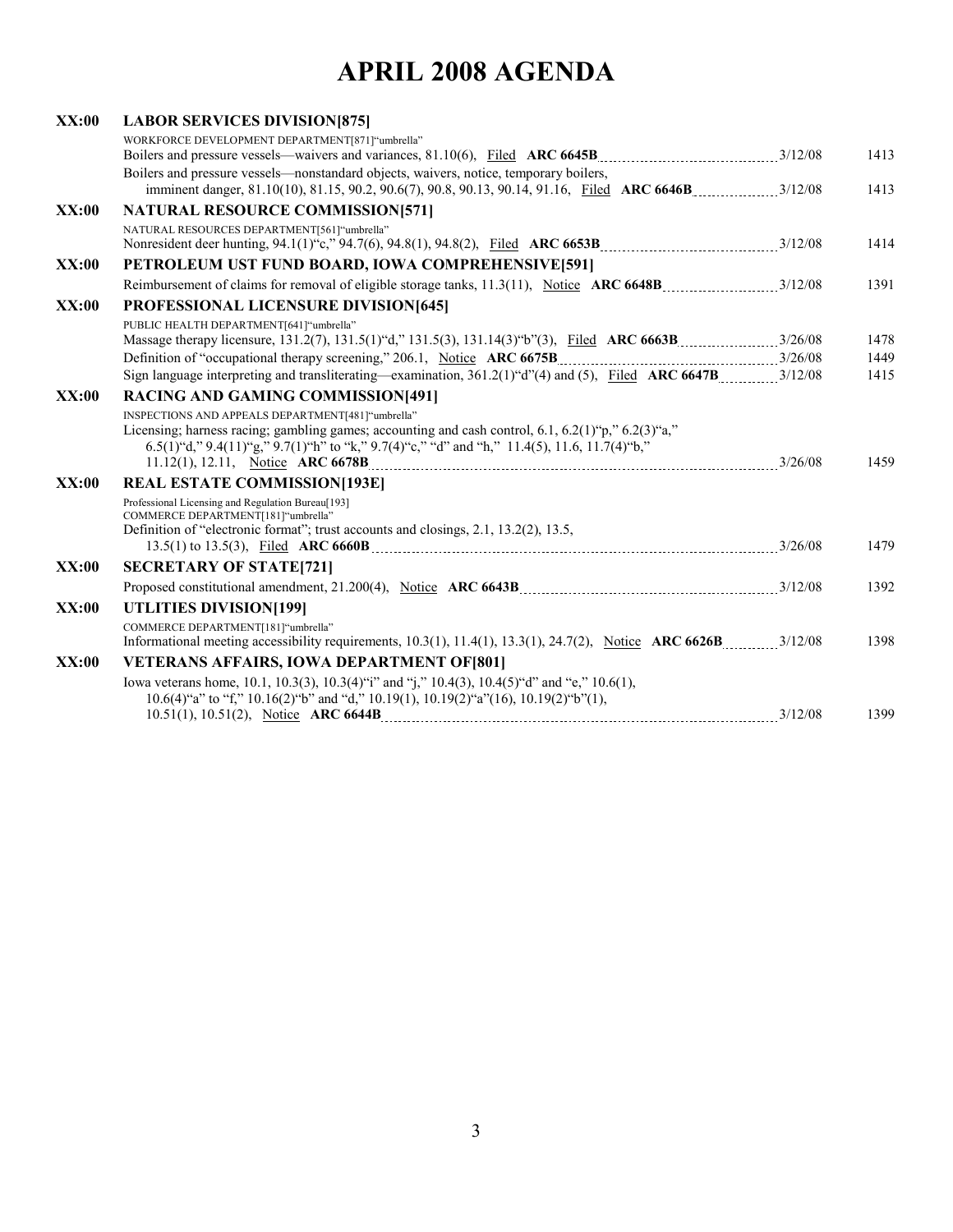# APRIL 2008 AGENDA

**XX:00** **LABOR SERVICES DIVISION[875]**

WORKFORCE DEVELOPMENT DEPARTMENT[871]"umbrella"

Boilers and pressure vessels—waivers and variances, 81.10(6), Filed **ARC 6645B** ........ 3/12/08 1413

Boilers and pressure vessels—nonstandard objects, waivers, notice, temporary boilers, imminent danger, 81.10(10), 81.15, 90.2, 90.6(7), 90.8, 90.13, 90.14, 91.16, Filed **ARC 6646B** ........ 3/12/08 1413

**XX:00** **NATURAL RESOURCE COMMISSION[571]**

NATURAL RESOURCES DEPARTMENT[561]"umbrella"

Nonresident deer hunting, 94.1(1)"c," 94.7(6), 94.8(1), 94.8(2), Filed **ARC 6653B** ........ 3/12/08 1414

**XX:00** **PETROLEUM UST FUND BOARD, IOWA COMPREHENSIVE[591]**

Reimbursement of claims for removal of eligible storage tanks, 11.3(11), Notice **ARC 6648B** ........ 3/12/08 1391

**XX:00** **PROFESSIONAL LICENSURE DIVISION[645]**

PUBLIC HEALTH DEPARTMENT[641]"umbrella"

Massage therapy licensure, 131.2(7), 131.5(1)"d," 131.5(3), 131.14(3)"b"(3), Filed **ARC 6663B** ........ 3/26/08 1478

Definition of "occupational therapy screening," 206.1, Notice **ARC 6675B** ........ 3/26/08 1449

Sign language interpreting and transliterating—examination, 361.2(1)"d"(4) and (5), Filed **ARC 6647B** ........ 3/12/08 1415

**XX:00** **RACING AND GAMING COMMISSION[491]**

INSPECTIONS AND APPEALS DEPARTMENT[481]"umbrella"

Licensing; harness racing; gambling games; accounting and cash control, 6.1, 6.2(1)"p," 6.2(3)"a," 6.5(1)"d," 9.4(11)"g," 9.7(1)"h" to "k," 9.7(4)"c," "d" and "h," 11.4(5), 11.6, 11.7(4)"b," 11.12(1), 12.11, Notice **ARC 6678B** ........ 3/26/08 1459

**XX:00** **REAL ESTATE COMMISSION[193E]**

Professional Licensing and Regulation Bureau[193]
COMMERCE DEPARTMENT[181]"umbrella"

Definition of "electronic format"; trust accounts and closings, 2.1, 13.2(2), 13.5, 13.5(1) to 13.5(3), Filed **ARC 6660B** ........ 3/26/08 1479

**XX:00** **SECRETARY OF STATE[721]**

Proposed constitutional amendment, 21.200(4), Notice **ARC 6643B** ........ 3/12/08 1392

**XX:00** **UTLITIES DIVISION[199]**

COMMERCE DEPARTMENT[181]"umbrella"

Informational meeting accessibility requirements, 10.3(1), 11.4(1), 13.3(1), 24.7(2), Notice **ARC 6626B** ........ 3/12/08 1398

**XX:00** **VETERANS AFFAIRS, IOWA DEPARTMENT OF[801]**

Iowa veterans home, 10.1, 10.3(3), 10.3(4)"i" and "j," 10.4(3), 10.4(5)"d" and "e," 10.6(1), 10.6(4)"a" to "f," 10.16(2)"b" and "d," 10.19(1), 10.19(2)"a"(16), 10.19(2)"b"(1), 10.51(1), 10.51(2), Notice **ARC 6644B** ........ 3/12/08 1399